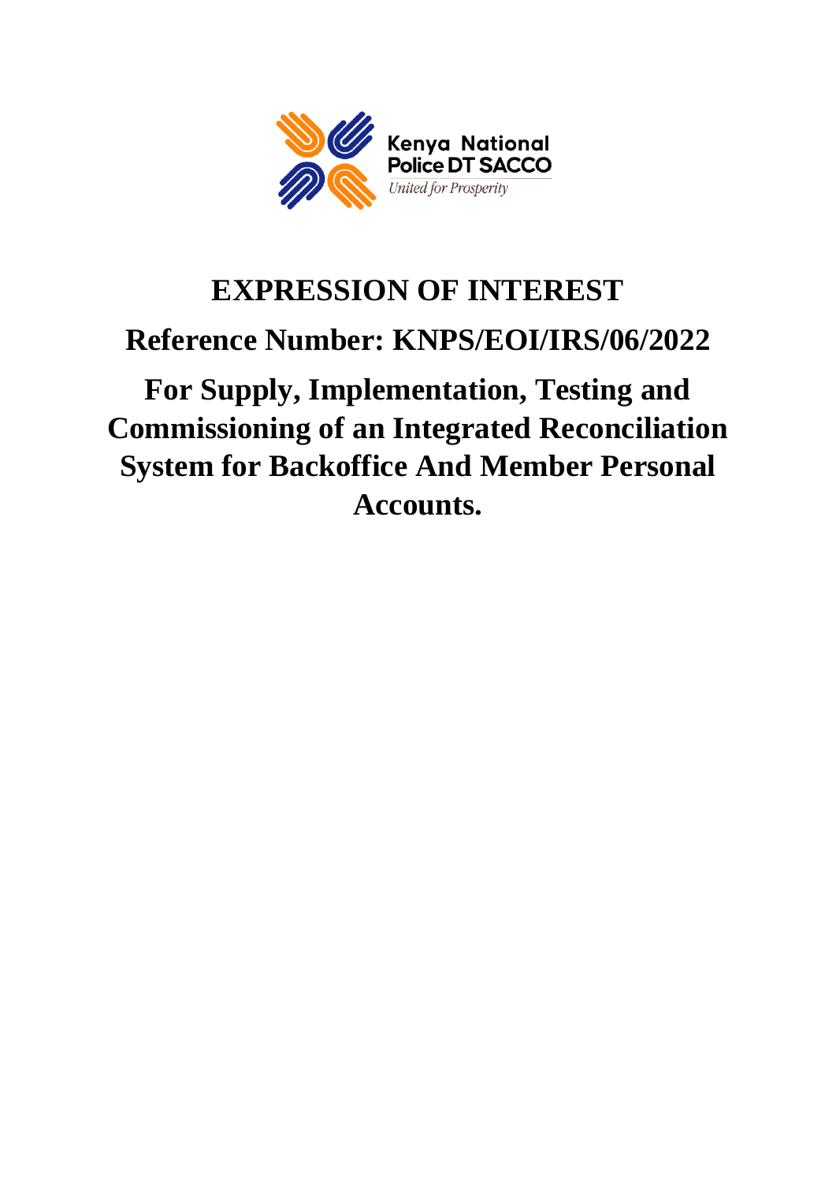Kenya National Police DT SACCO

*United for Prosperity*

# EXPRESSION OF INTEREST

## Reference Number: KNPS/EOI/IRS/06/2022

## For Supply, Implementation, Testing and Commissioning of an Integrated Reconciliation System for Backoffice And Member Personal Accounts.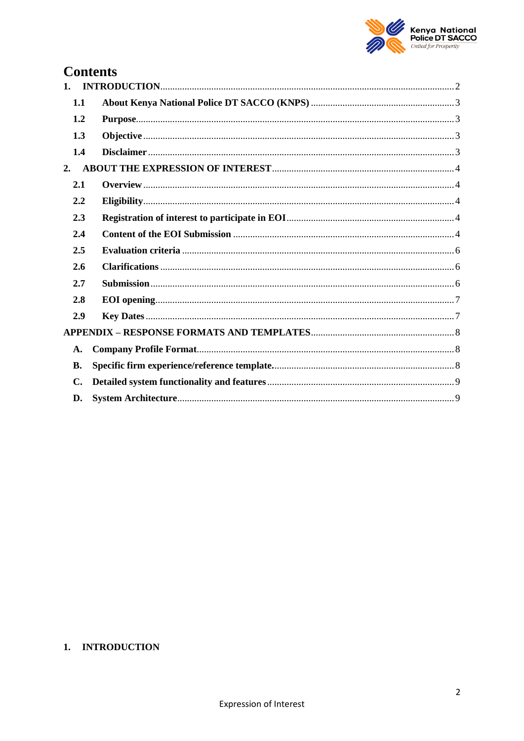# Contents

1. INTRODUCTION ..... 2
   - 1.1 About Kenya National Police DT SACCO (KNPS) ..... 3
   - 1.2 Purpose ..... 3
   - 1.3 Objective ..... 3
   - 1.4 Disclaimer ..... 3
2. ABOUT THE EXPRESSION OF INTEREST ..... 4
   - 2.1 Overview ..... 4
   - 2.2 Eligibility ..... 4
   - 2.3 Registration of interest to participate in EOI ..... 4
   - 2.4 Content of the EOI Submission ..... 4
   - 2.5 Evaluation criteria ..... 6
   - 2.6 Clarifications ..... 6
   - 2.7 Submission ..... 6
   - 2.8 EOI opening ..... 7
   - 2.9 Key Dates ..... 7

APPENDIX – RESPONSE FORMATS AND TEMPLATES ..... 8
   - A. Company Profile Format ..... 8
   - B. Specific firm experience/reference template ..... 8
   - C. Detailed system functionality and features ..... 9
   - D. System Architecture ..... 9

# 1. INTRODUCTION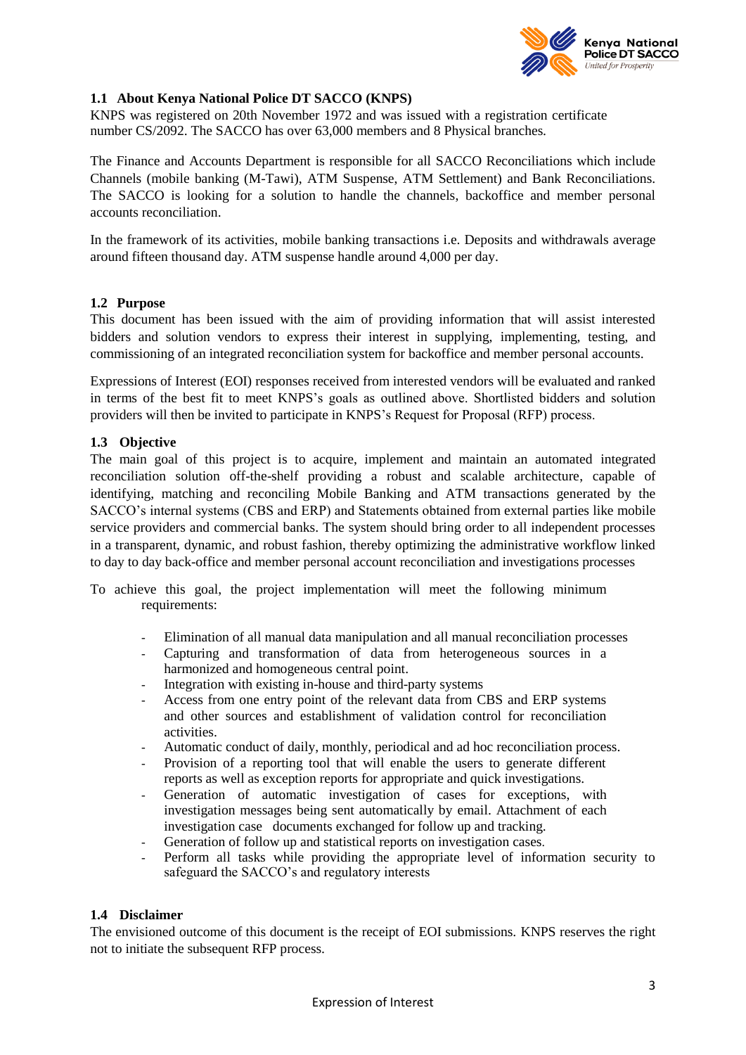## 1.1 About Kenya National Police DT SACCO (KNPS)

KNPS was registered on 20th November 1972 and was issued with a registration certificate number CS/2092. The SACCO has over 63,000 members and 8 Physical branches.

The Finance and Accounts Department is responsible for all SACCO Reconciliations which include Channels (mobile banking (M-Tawi), ATM Suspense, ATM Settlement) and Bank Reconciliations. The SACCO is looking for a solution to handle the channels, backoffice and member personal accounts reconciliation.

In the framework of its activities, mobile banking transactions i.e. Deposits and withdrawals average around fifteen thousand day. ATM suspense handle around 4,000 per day.

## 1.2 Purpose

This document has been issued with the aim of providing information that will assist interested bidders and solution vendors to express their interest in supplying, implementing, testing, and commissioning of an integrated reconciliation system for backoffice and member personal accounts.

Expressions of Interest (EOI) responses received from interested vendors will be evaluated and ranked in terms of the best fit to meet KNPS's goals as outlined above. Shortlisted bidders and solution providers will then be invited to participate in KNPS's Request for Proposal (RFP) process.

## 1.3 Objective

The main goal of this project is to acquire, implement and maintain an automated integrated reconciliation solution off-the-shelf providing a robust and scalable architecture, capable of identifying, matching and reconciling Mobile Banking and ATM transactions generated by the SACCO's internal systems (CBS and ERP) and Statements obtained from external parties like mobile service providers and commercial banks. The system should bring order to all independent processes in a transparent, dynamic, and robust fashion, thereby optimizing the administrative workflow linked to day to day back-office and member personal account reconciliation and investigations processes

To achieve this goal, the project implementation will meet the following minimum requirements:

- Elimination of all manual data manipulation and all manual reconciliation processes
- Capturing and transformation of data from heterogeneous sources in a harmonized and homogeneous central point.
- Integration with existing in-house and third-party systems
- Access from one entry point of the relevant data from CBS and ERP systems and other sources and establishment of validation control for reconciliation activities.
- Automatic conduct of daily, monthly, periodical and ad hoc reconciliation process.
- Provision of a reporting tool that will enable the users to generate different reports as well as exception reports for appropriate and quick investigations.
- Generation of automatic investigation of cases for exceptions, with investigation messages being sent automatically by email. Attachment of each investigation case documents exchanged for follow up and tracking.
- Generation of follow up and statistical reports on investigation cases.
- Perform all tasks while providing the appropriate level of information security to safeguard the SACCO's and regulatory interests

## 1.4 Disclaimer

The envisioned outcome of this document is the receipt of EOI submissions. KNPS reserves the right not to initiate the subsequent RFP process.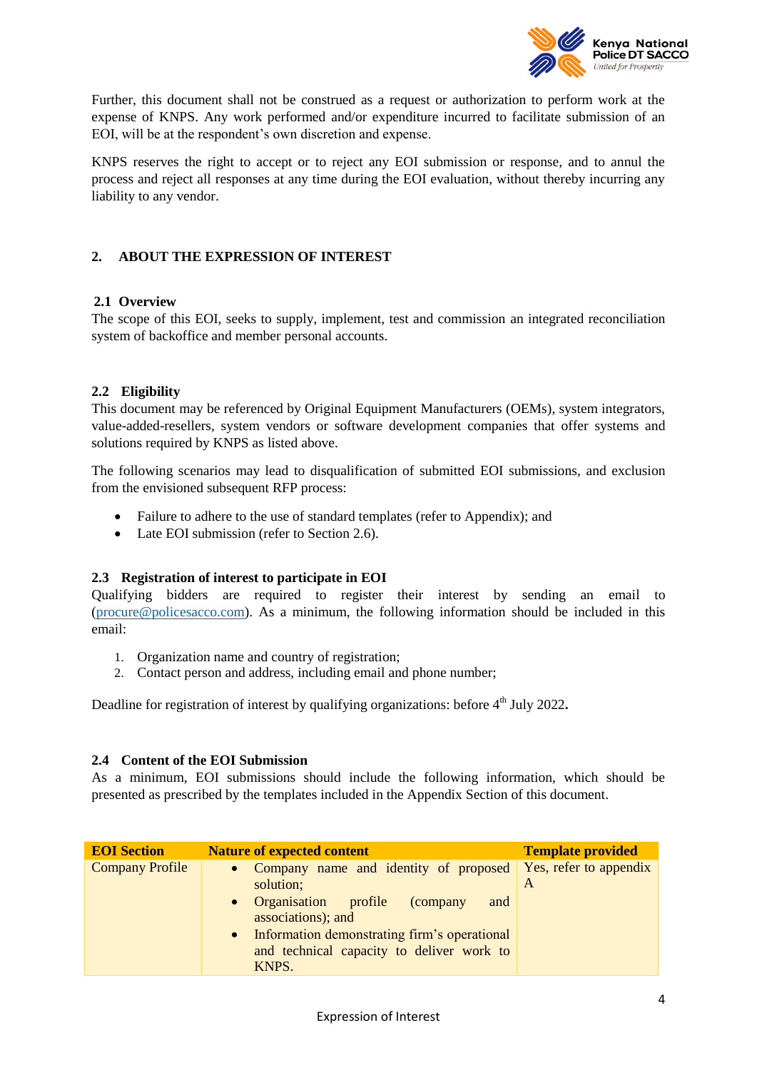Further, this document shall not be construed as a request or authorization to perform work at the expense of KNPS. Any work performed and/or expenditure incurred to facilitate submission of an EOI, will be at the respondent's own discretion and expense.

KNPS reserves the right to accept or to reject any EOI submission or response, and to annul the process and reject all responses at any time during the EOI evaluation, without thereby incurring any liability to any vendor.

## 2. ABOUT THE EXPRESSION OF INTEREST

### 2.1 Overview

The scope of this EOI, seeks to supply, implement, test and commission an integrated reconciliation system of backoffice and member personal accounts.

### 2.2 Eligibility

This document may be referenced by Original Equipment Manufacturers (OEMs), system integrators, value-added-resellers, system vendors or software development companies that offer systems and solutions required by KNPS as listed above.

The following scenarios may lead to disqualification of submitted EOI submissions, and exclusion from the envisioned subsequent RFP process:

- Failure to adhere to the use of standard templates (refer to Appendix); and
- Late EOI submission (refer to Section 2.6).

### 2.3 Registration of interest to participate in EOI

Qualifying bidders are required to register their interest by sending an email to (procure@policesacco.com). As a minimum, the following information should be included in this email:

1. Organization name and country of registration;
2. Contact person and address, including email and phone number;

Deadline for registration of interest by qualifying organizations: before 4th July 2022**.**

### 2.4 Content of the EOI Submission

As a minimum, EOI submissions should include the following information, which should be presented as prescribed by the templates included in the Appendix Section of this document.

| EOI Section | Nature of expected content | Template provided |
|---|---|---|
| Company Profile | • Company name and identity of proposed solution;<br>• Organisation profile (company and associations); and<br>• Information demonstrating firm's operational and technical capacity to deliver work to KNPS. | Yes, refer to appendix A |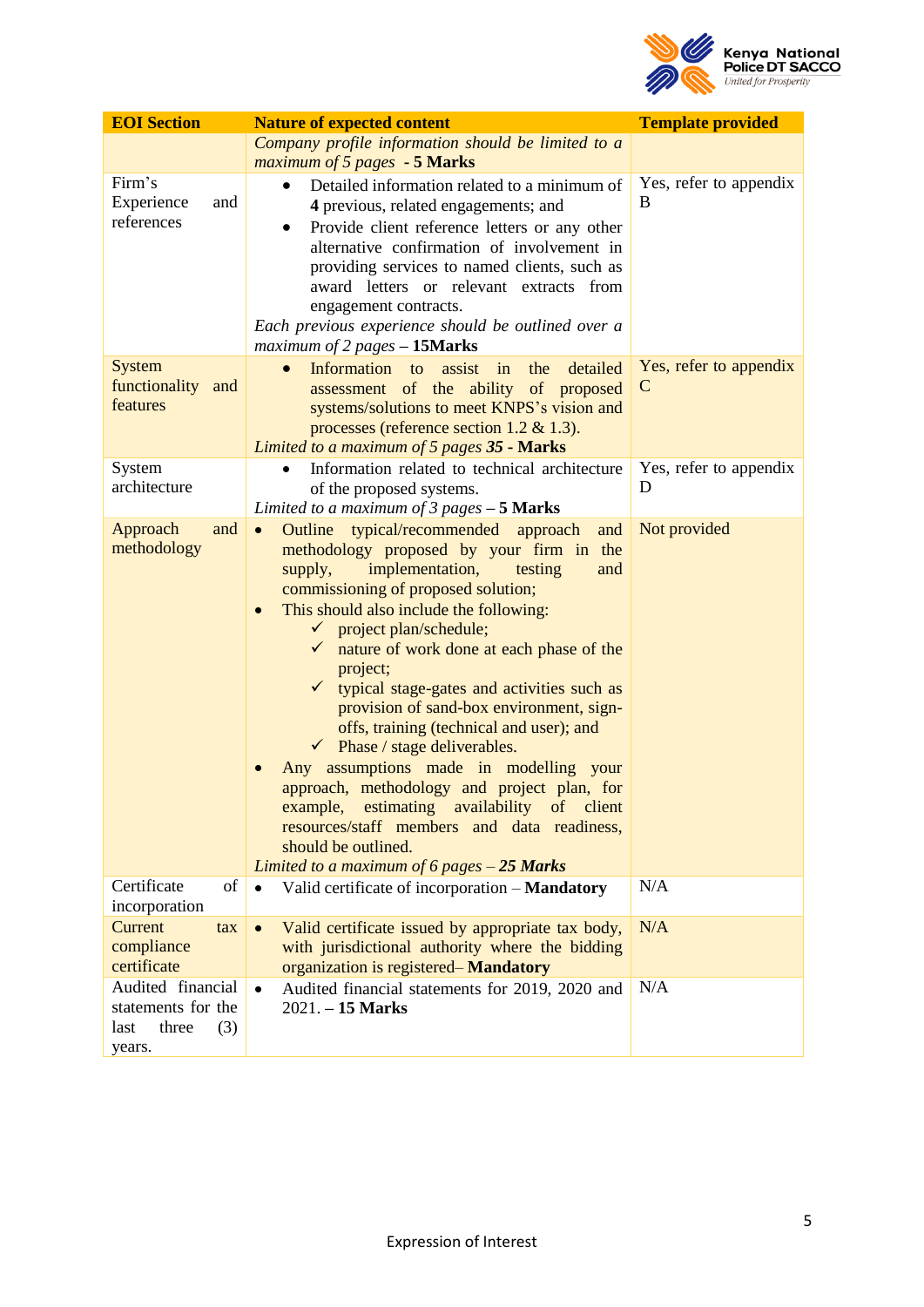| EOI Section | Nature of expected content | Template provided |
| --- | --- | --- |
| | *Company profile information should be limited to a maximum of 5 pages* - **5 Marks** | |
| Firm's Experience and references | • Detailed information related to a minimum of **4** previous, related engagements; and<br>• Provide client reference letters or any other alternative confirmation of involvement in providing services to named clients, such as award letters or relevant extracts from engagement contracts.<br>*Each previous experience should be outlined over a maximum of 2 pages* – **15Marks** | Yes, refer to appendix B |
| System functionality and features | • Information to assist in the detailed assessment of the ability of proposed systems/solutions to meet KNPS's vision and processes (reference section 1.2 & 1.3).<br>*Limited to a maximum of 5 pages **35*** - **Marks** | Yes, refer to appendix C |
| System architecture | • Information related to technical architecture of the proposed systems.<br>*Limited to a maximum of 3 pages* – **5 Marks** | Yes, refer to appendix D |
| Approach and methodology | • Outline typical/recommended approach and methodology proposed by your firm in the supply, implementation, testing and commissioning of proposed solution;<br>• This should also include the following:<br>✓ project plan/schedule;<br>✓ nature of work done at each phase of the project;<br>✓ typical stage-gates and activities such as provision of sand-box environment, sign-offs, training (technical and user); and<br>✓ Phase / stage deliverables.<br>• Any assumptions made in modelling your approach, methodology and project plan, for example, estimating availability of client resources/staff members and data readiness, should be outlined.<br>*Limited to a maximum of 6 pages* – ***25 Marks*** | Not provided |
| Certificate of incorporation | • Valid certificate of incorporation – **Mandatory** | N/A |
| Current tax compliance certificate | • Valid certificate issued by appropriate tax body, with jurisdictional authority where the bidding organization is registered– **Mandatory** | N/A |
| Audited financial statements for the last three (3) years. | • Audited financial statements for 2019, 2020 and 2021. – **15 Marks** | N/A |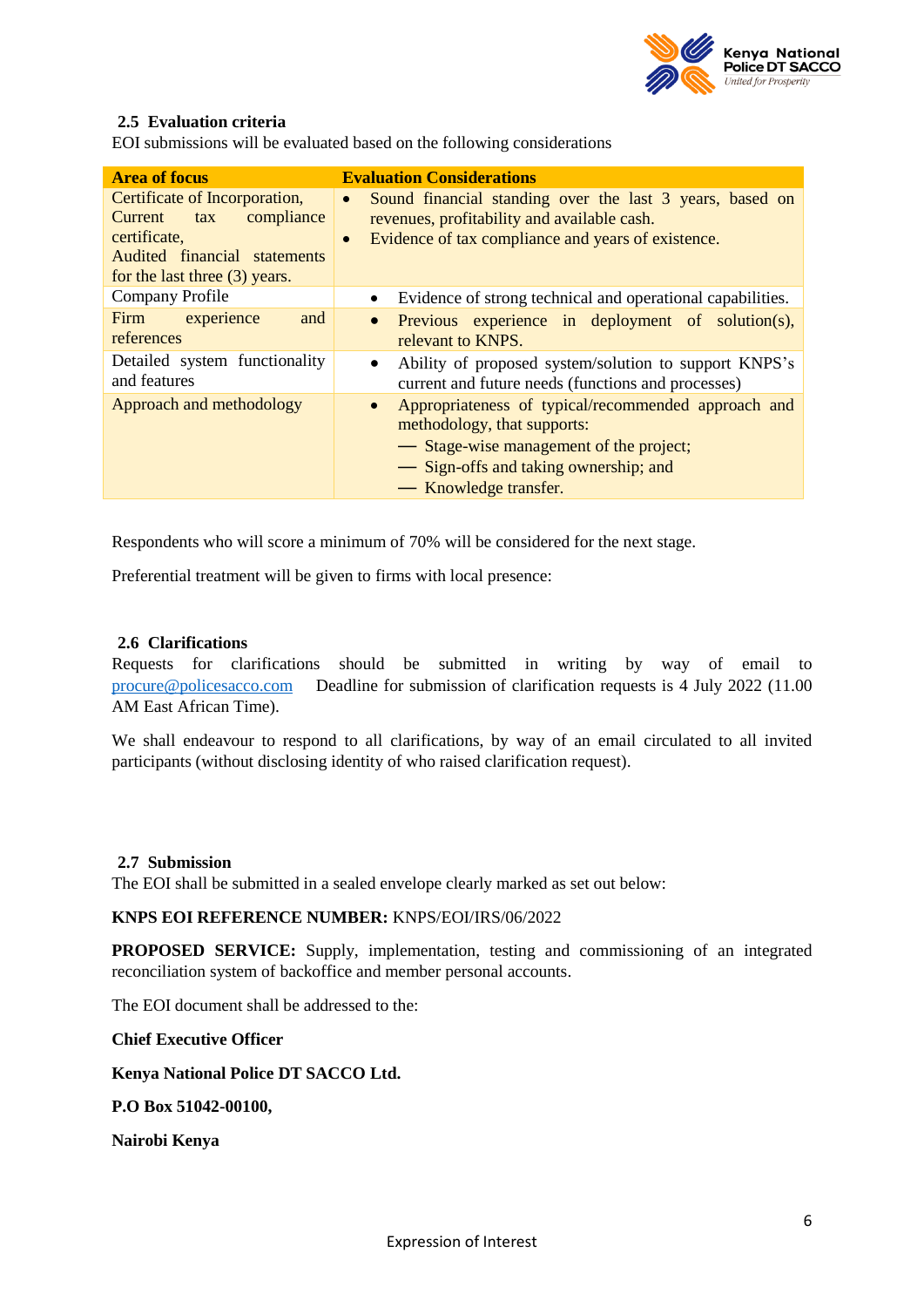### 2.5 Evaluation criteria

EOI submissions will be evaluated based on the following considerations

| Area of focus | Evaluation Considerations |
|---|---|
| Certificate of Incorporation, Current tax compliance certificate, Audited financial statements for the last three (3) years. | • Sound financial standing over the last 3 years, based on revenues, profitability and available cash. <br> • Evidence of tax compliance and years of existence. |
| Company Profile | • Evidence of strong technical and operational capabilities. |
| Firm experience and references | • Previous experience in deployment of solution(s), relevant to KNPS. |
| Detailed system functionality and features | • Ability of proposed system/solution to support KNPS's current and future needs (functions and processes) |
| Approach and methodology | • Appropriateness of typical/recommended approach and methodology, that supports: <br> — Stage-wise management of the project; <br> — Sign-offs and taking ownership; and <br> — Knowledge transfer. |

Respondents who will score a minimum of 70% will be considered for the next stage.

Preferential treatment will be given to firms with local presence:

### 2.6 Clarifications

Requests for clarifications should be submitted in writing by way of email to procure@policesacco.com Deadline for submission of clarification requests is 4 July 2022 (11.00 AM East African Time).

We shall endeavour to respond to all clarifications, by way of an email circulated to all invited participants (without disclosing identity of who raised clarification request).

### 2.7 Submission

The EOI shall be submitted in a sealed envelope clearly marked as set out below:

**KNPS EOI REFERENCE NUMBER:** KNPS/EOI/IRS/06/2022

**PROPOSED SERVICE:** Supply, implementation, testing and commissioning of an integrated reconciliation system of backoffice and member personal accounts.

The EOI document shall be addressed to the:

**Chief Executive Officer**

**Kenya National Police DT SACCO Ltd.**

**P.O Box 51042-00100,**

**Nairobi Kenya**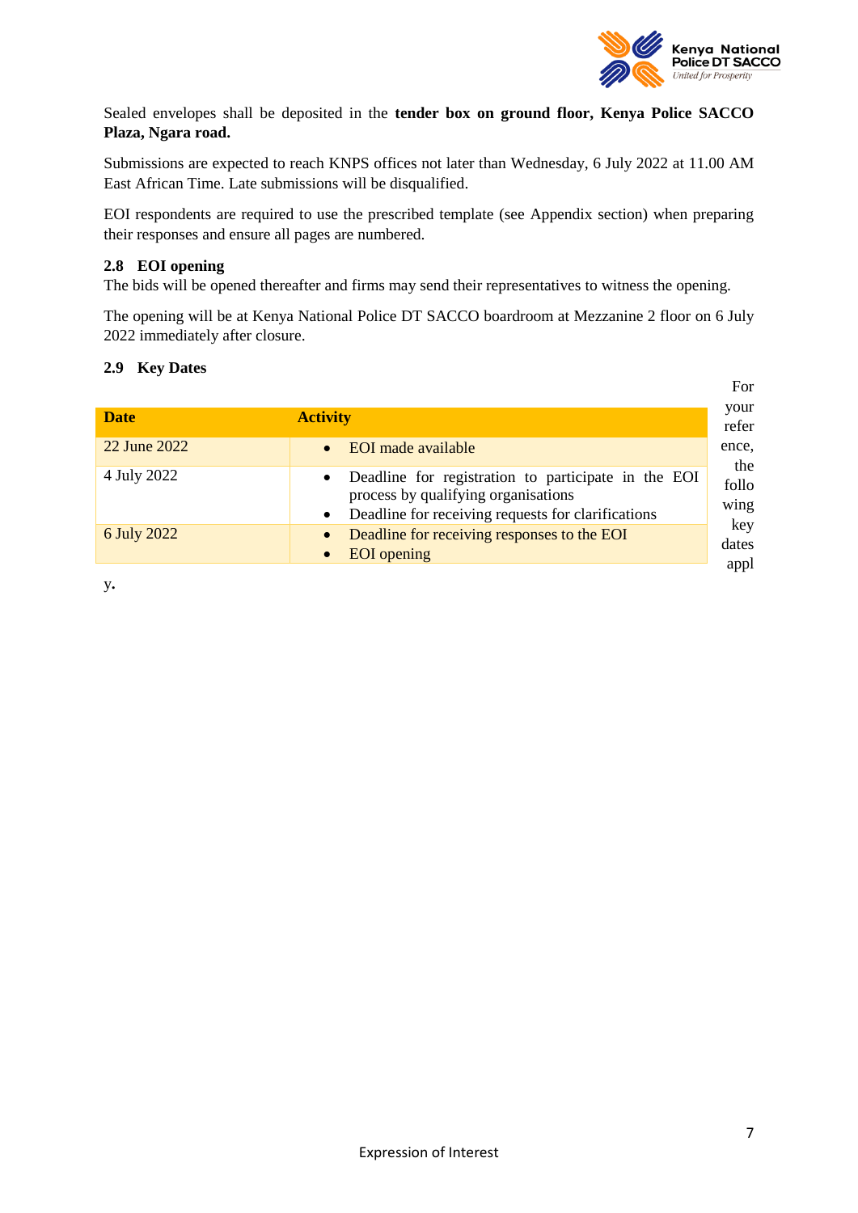Sealed envelopes shall be deposited in the **tender box on ground floor, Kenya Police SACCO Plaza, Ngara road.**

Submissions are expected to reach KNPS offices not later than Wednesday, 6 July 2022 at 11.00 AM East African Time. Late submissions will be disqualified.

EOI respondents are required to use the prescribed template (see Appendix section) when preparing their responses and ensure all pages are numbered.

### 2.8 EOI opening

The bids will be opened thereafter and firms may send their representatives to witness the opening.

The opening will be at Kenya National Police DT SACCO boardroom at Mezzanine 2 floor on 6 July 2022 immediately after closure.

### 2.9 Key Dates

For your reference, the following key dates apply.

| Date | Activity |
|---|---|
| 22 June 2022 | • EOI made available |
| 4 July 2022 | • Deadline for registration to participate in the EOI process by qualifying organisations<br>• Deadline for receiving requests for clarifications |
| 6 July 2022 | • Deadline for receiving responses to the EOI<br>• EOI opening |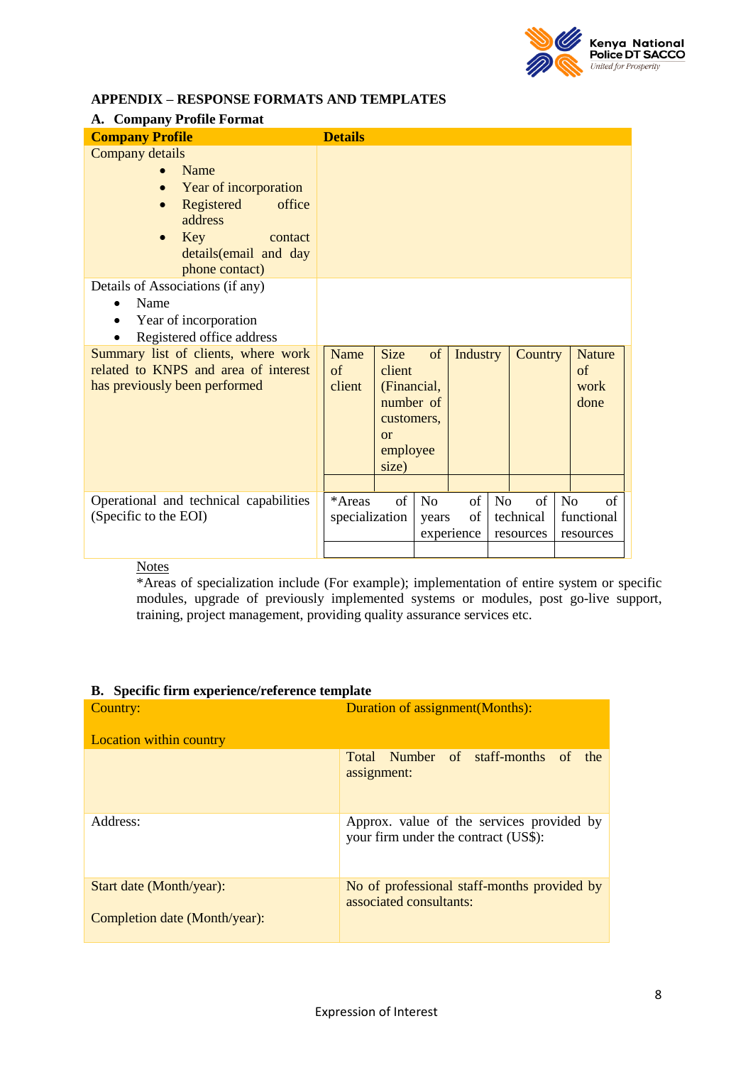## APPENDIX – RESPONSE FORMATS AND TEMPLATES

### A. Company Profile Format

| Company Profile | Details |
|---|---|
| Company details<br>• Name<br>• Year of incorporation<br>• Registered office address<br>• Key contact details(email and day phone contact) | |
| Details of Associations (if any)<br>• Name<br>• Year of incorporation<br>• Registered office address | |
| Summary list of clients, where work related to KNPS and area of interest has previously been performed | Name of client \| Size of client (Financial, number of customers, or employee size) \| Industry \| Country \| Nature of work done |
| Operational and technical capabilities (Specific to the EOI) | *Areas of specialization \| No of years of experience \| No of technical resources \| No of functional resources |

Notes

*Areas of specialization include (For example); implementation of entire system or specific modules, upgrade of previously implemented systems or modules, post go-live support, training, project management, providing quality assurance services etc.

### B. Specific firm experience/reference template

| Country:<br><br>Location within country | Duration of assignment(Months): |
|---|---|
| | Total Number of staff-months of the assignment: |
| Address: | Approx. value of the services provided by your firm under the contract (US$): |
| Start date (Month/year):<br><br>Completion date (Month/year): | No of professional staff-months provided by associated consultants: |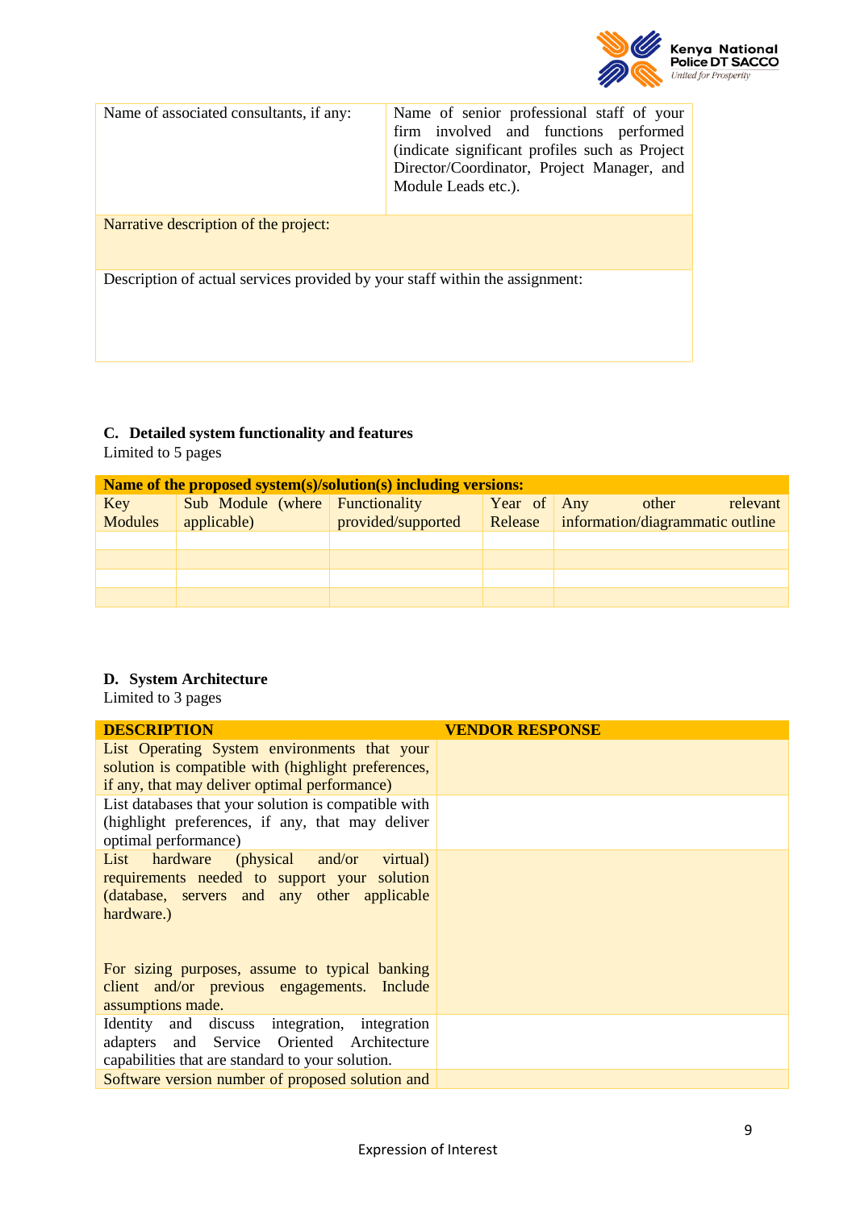| Name of associated consultants, if any: | Name of senior professional staff of your firm involved and functions performed (indicate significant profiles such as Project Director/Coordinator, Project Manager, and Module Leads etc.). |
|---|---|
| Narrative description of the project: | |
| Description of actual services provided by your staff within the assignment: | |

### C. Detailed system functionality and features

Limited to 5 pages

| Name of the proposed system(s)/solution(s) including versions: | | | | |
|---|---|---|---|---|
| Key Modules | Sub Module (where applicable) | Functionality provided/supported | Year of Release | Any other relevant information/diagrammatic outline |
| | | | | |
| | | | | |
| | | | | |
| | | | | |

### D. System Architecture

Limited to 3 pages

| DESCRIPTION | VENDOR RESPONSE |
|---|---|
| List Operating System environments that your solution is compatible with (highlight preferences, if any, that may deliver optimal performance) | |
| List databases that your solution is compatible with (highlight preferences, if any, that may deliver optimal performance) | |
| List hardware (physical and/or virtual) requirements needed to support your solution (database, servers and any other applicable hardware.)<br><br>For sizing purposes, assume to typical banking client and/or previous engagements. Include assumptions made. | |
| Identity and discuss integration, integration adapters and Service Oriented Architecture capabilities that are standard to your solution. | |
| Software version number of proposed solution and | |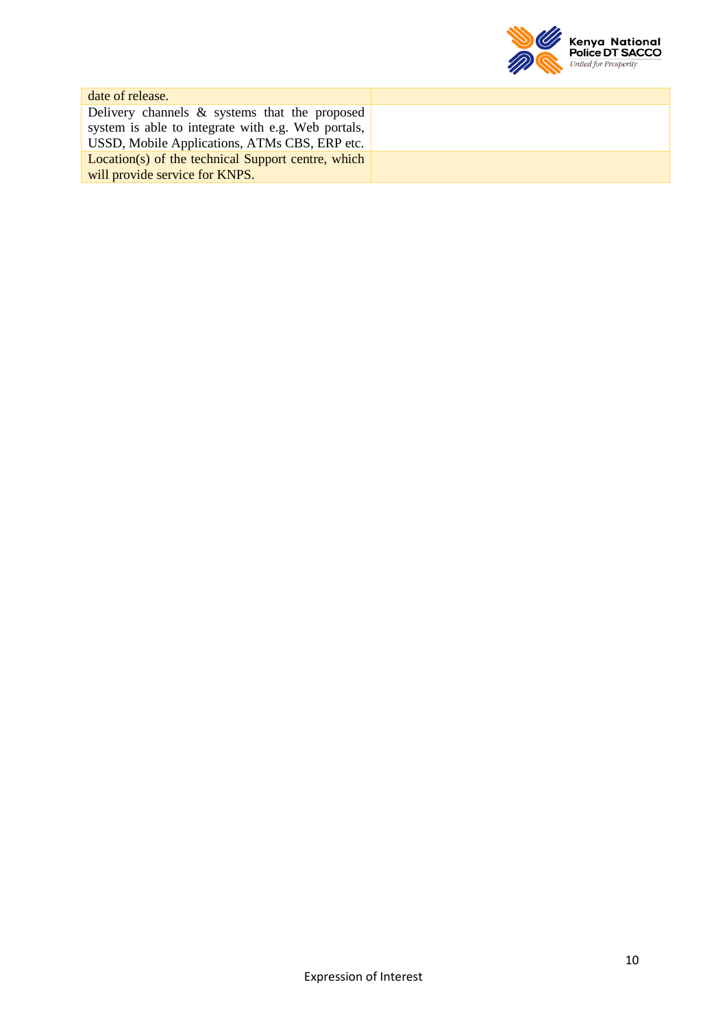| | |
|---|---|
| date of release. | |
| Delivery channels & systems that the proposed system is able to integrate with e.g. Web portals, USSD, Mobile Applications, ATMs CBS, ERP etc. | |
| Location(s) of the technical Support centre, which will provide service for KNPS. | |